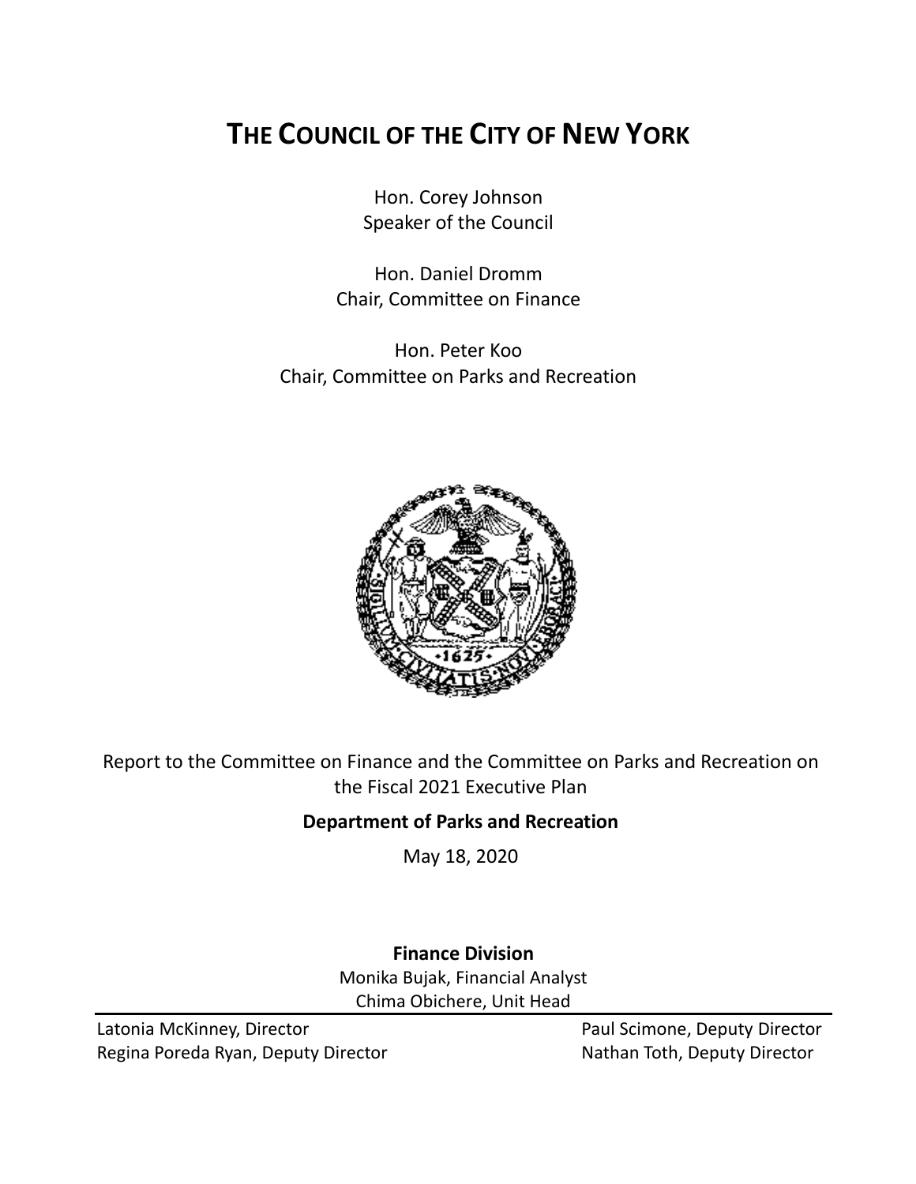# THE COUNCIL OF THE CITY OF NEW YORK

Hon. Corey Johnson
Speaker of the Council

Hon. Daniel Dromm
Chair, Committee on Finance

Hon. Peter Koo
Chair, Committee on Parks and Recreation

Report to the Committee on Finance and the Committee on Parks and Recreation on the Fiscal 2021 Executive Plan

**Department of Parks and Recreation**

May 18, 2020

**Finance Division**

Monika Bujak, Financial Analyst
Chima Obichere, Unit Head

Latonia McKinney, Director
Regina Poreda Ryan, Deputy Director
Paul Scimone, Deputy Director
Nathan Toth, Deputy Director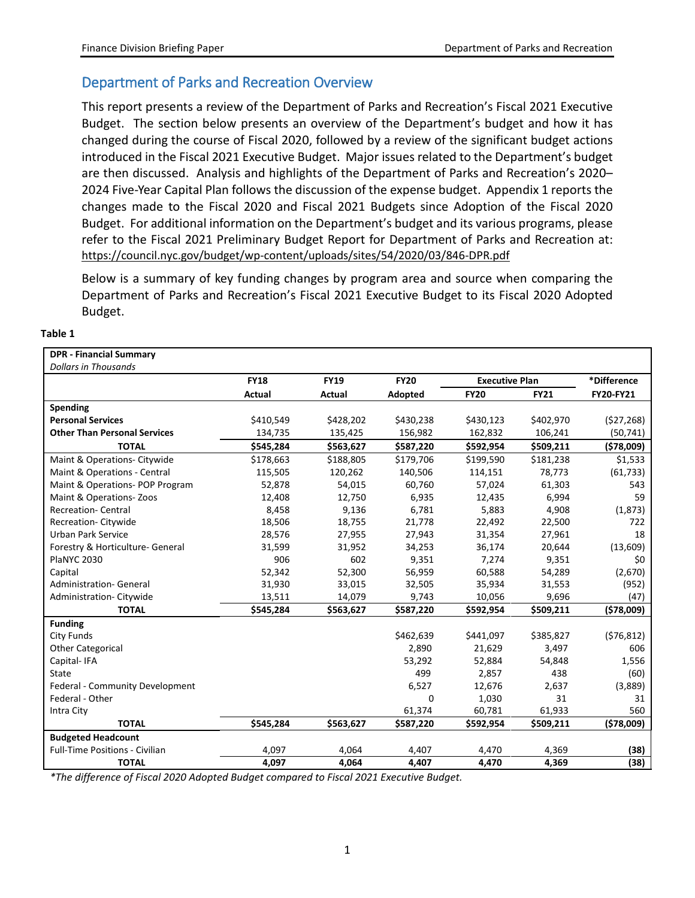## Department of Parks and Recreation Overview

This report presents a review of the Department of Parks and Recreation's Fiscal 2021 Executive Budget. The section below presents an overview of the Department's budget and how it has changed during the course of Fiscal 2020, followed by a review of the significant budget actions introduced in the Fiscal 2021 Executive Budget. Major issues related to the Department's budget are then discussed. Analysis and highlights of the Department of Parks and Recreation's 2020–2024 Five-Year Capital Plan follows the discussion of the expense budget. Appendix 1 reports the changes made to the Fiscal 2020 and Fiscal 2021 Budgets since Adoption of the Fiscal 2020 Budget. For additional information on the Department's budget and its various programs, please refer to the Fiscal 2021 Preliminary Budget Report for Department of Parks and Recreation at: https://council.nyc.gov/budget/wp-content/uploads/sites/54/2020/03/846-DPR.pdf

Below is a summary of key funding changes by program area and source when comparing the Department of Parks and Recreation's Fiscal 2021 Executive Budget to its Fiscal 2020 Adopted Budget.

**Table 1**

| **DPR - Financial Summary**<br>*Dollars in Thousands* | | | | | | |
|---|---|---|---|---|---|---|
| | **FY18** | **FY19** | **FY20** | **Executive Plan** | | ***Difference** |
| | **Actual** | **Actual** | **Adopted** | **FY20** | **FY21** | **FY20-FY21** |
| **Spending** | | | | | | |
| **Personal Services** | $410,549 | $428,202 | $430,238 | $430,123 | $402,970 | ($27,268) |
| **Other Than Personal Services** | 134,735 | 135,425 | 156,982 | 162,832 | 106,241 | (50,741) |
| **TOTAL** | **$545,284** | **$563,627** | **$587,220** | **$592,954** | **$509,211** | **($78,009)** |
| Maint & Operations- Citywide | $178,663 | $188,805 | $179,706 | $199,590 | $181,238 | $1,533 |
| Maint & Operations - Central | 115,505 | 120,262 | 140,506 | 114,151 | 78,773 | (61,733) |
| Maint & Operations- POP Program | 52,878 | 54,015 | 60,760 | 57,024 | 61,303 | 543 |
| Maint & Operations- Zoos | 12,408 | 12,750 | 6,935 | 12,435 | 6,994 | 59 |
| Recreation- Central | 8,458 | 9,136 | 6,781 | 5,883 | 4,908 | (1,873) |
| Recreation- Citywide | 18,506 | 18,755 | 21,778 | 22,492 | 22,500 | 722 |
| Urban Park Service | 28,576 | 27,955 | 27,943 | 31,354 | 27,961 | 18 |
| Forestry & Horticulture- General | 31,599 | 31,952 | 34,253 | 36,174 | 20,644 | (13,609) |
| PlaNYC 2030 | 906 | 602 | 9,351 | 7,274 | 9,351 | $0 |
| Capital | 52,342 | 52,300 | 56,959 | 60,588 | 54,289 | (2,670) |
| Administration- General | 31,930 | 33,015 | 32,505 | 35,934 | 31,553 | (952) |
| Administration- Citywide | 13,511 | 14,079 | 9,743 | 10,056 | 9,696 | (47) |
| **TOTAL** | **$545,284** | **$563,627** | **$587,220** | **$592,954** | **$509,211** | **($78,009)** |
| **Funding** | | | | | | |
| City Funds | | | $462,639 | $441,097 | $385,827 | ($76,812) |
| Other Categorical | | | 2,890 | 21,629 | 3,497 | 606 |
| Capital- IFA | | | 53,292 | 52,884 | 54,848 | 1,556 |
| State | | | 499 | 2,857 | 438 | (60) |
| Federal - Community Development | | | 6,527 | 12,676 | 2,637 | (3,889) |
| Federal - Other | | | 0 | 1,030 | 31 | 31 |
| Intra City | | | 61,374 | 60,781 | 61,933 | 560 |
| **TOTAL** | **$545,284** | **$563,627** | **$587,220** | **$592,954** | **$509,211** | **($78,009)** |
| **Budgeted Headcount** | | | | | | |
| Full-Time Positions - Civilian | 4,097 | 4,064 | 4,407 | 4,470 | 4,369 | **(38)** |
| **TOTAL** | **4,097** | **4,064** | **4,407** | **4,470** | **4,369** | **(38)** |

**The difference of Fiscal 2020 Adopted Budget compared to Fiscal 2021 Executive Budget.*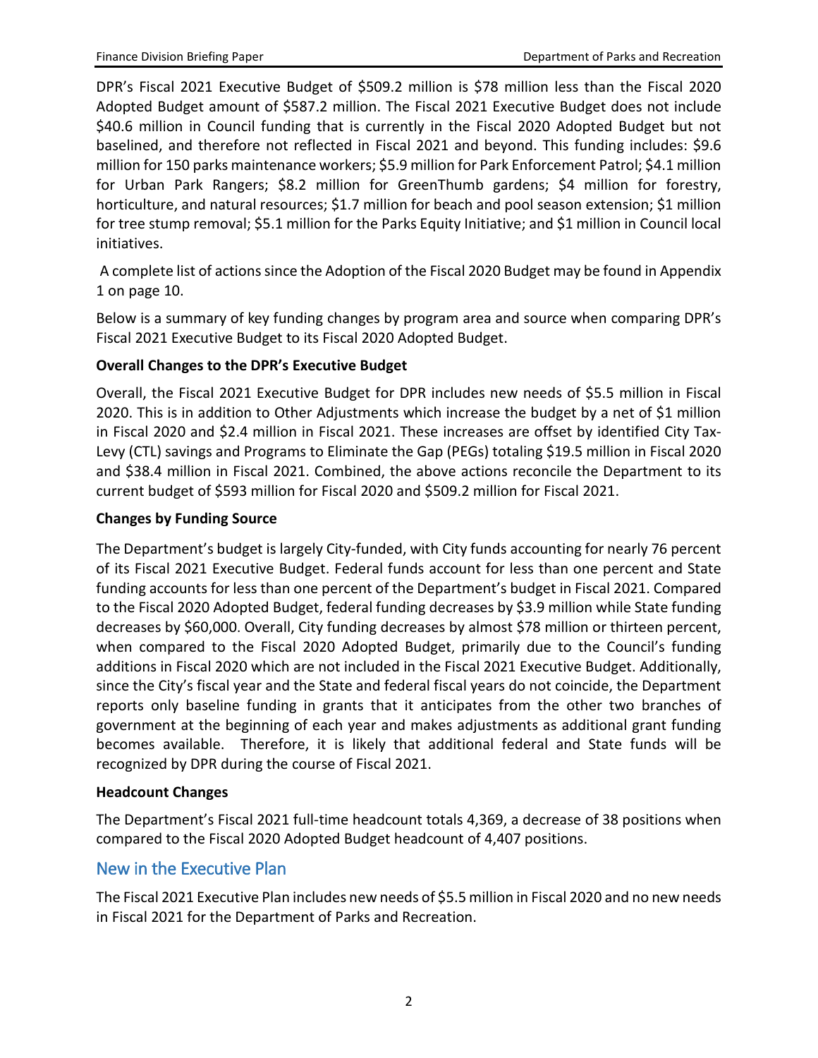DPR's Fiscal 2021 Executive Budget of $509.2 million is $78 million less than the Fiscal 2020 Adopted Budget amount of $587.2 million. The Fiscal 2021 Executive Budget does not include $40.6 million in Council funding that is currently in the Fiscal 2020 Adopted Budget but not baselined, and therefore not reflected in Fiscal 2021 and beyond. This funding includes: $9.6 million for 150 parks maintenance workers; $5.9 million for Park Enforcement Patrol; $4.1 million for Urban Park Rangers; $8.2 million for GreenThumb gardens; $4 million for forestry, horticulture, and natural resources; $1.7 million for beach and pool season extension; $1 million for tree stump removal; $5.1 million for the Parks Equity Initiative; and $1 million in Council local initiatives.

A complete list of actions since the Adoption of the Fiscal 2020 Budget may be found in Appendix 1 on page 10.

Below is a summary of key funding changes by program area and source when comparing DPR's Fiscal 2021 Executive Budget to its Fiscal 2020 Adopted Budget.

**Overall Changes to the DPR's Executive Budget**

Overall, the Fiscal 2021 Executive Budget for DPR includes new needs of $5.5 million in Fiscal 2020. This is in addition to Other Adjustments which increase the budget by a net of $1 million in Fiscal 2020 and $2.4 million in Fiscal 2021. These increases are offset by identified City Tax-Levy (CTL) savings and Programs to Eliminate the Gap (PEGs) totaling $19.5 million in Fiscal 2020 and $38.4 million in Fiscal 2021. Combined, the above actions reconcile the Department to its current budget of $593 million for Fiscal 2020 and $509.2 million for Fiscal 2021.

**Changes by Funding Source**

The Department's budget is largely City-funded, with City funds accounting for nearly 76 percent of its Fiscal 2021 Executive Budget. Federal funds account for less than one percent and State funding accounts for less than one percent of the Department's budget in Fiscal 2021. Compared to the Fiscal 2020 Adopted Budget, federal funding decreases by $3.9 million while State funding decreases by $60,000. Overall, City funding decreases by almost $78 million or thirteen percent, when compared to the Fiscal 2020 Adopted Budget, primarily due to the Council's funding additions in Fiscal 2020 which are not included in the Fiscal 2021 Executive Budget. Additionally, since the City's fiscal year and the State and federal fiscal years do not coincide, the Department reports only baseline funding in grants that it anticipates from the other two branches of government at the beginning of each year and makes adjustments as additional grant funding becomes available. Therefore, it is likely that additional federal and State funds will be recognized by DPR during the course of Fiscal 2021.

**Headcount Changes**

The Department's Fiscal 2021 full-time headcount totals 4,369, a decrease of 38 positions when compared to the Fiscal 2020 Adopted Budget headcount of 4,407 positions.

## New in the Executive Plan

The Fiscal 2021 Executive Plan includes new needs of $5.5 million in Fiscal 2020 and no new needs in Fiscal 2021 for the Department of Parks and Recreation.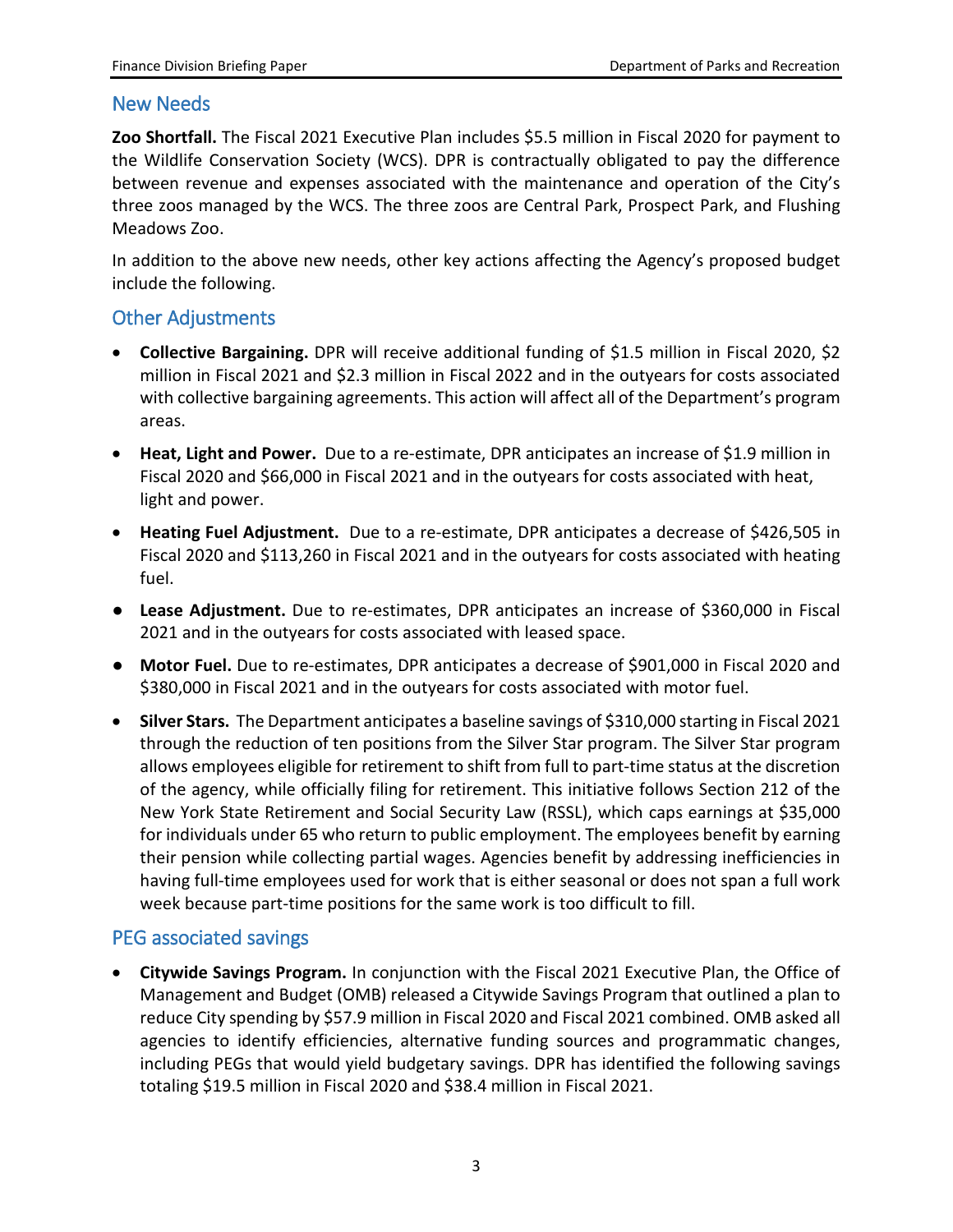## New Needs

**Zoo Shortfall.** The Fiscal 2021 Executive Plan includes $5.5 million in Fiscal 2020 for payment to the Wildlife Conservation Society (WCS). DPR is contractually obligated to pay the difference between revenue and expenses associated with the maintenance and operation of the City's three zoos managed by the WCS. The three zoos are Central Park, Prospect Park, and Flushing Meadows Zoo.

In addition to the above new needs, other key actions affecting the Agency's proposed budget include the following.

## Other Adjustments

- **Collective Bargaining.** DPR will receive additional funding of $1.5 million in Fiscal 2020, $2 million in Fiscal 2021 and $2.3 million in Fiscal 2022 and in the outyears for costs associated with collective bargaining agreements. This action will affect all of the Department's program areas.
- **Heat, Light and Power.** Due to a re-estimate, DPR anticipates an increase of $1.9 million in Fiscal 2020 and $66,000 in Fiscal 2021 and in the outyears for costs associated with heat, light and power.
- **Heating Fuel Adjustment.** Due to a re-estimate, DPR anticipates a decrease of $426,505 in Fiscal 2020 and $113,260 in Fiscal 2021 and in the outyears for costs associated with heating fuel.
- **Lease Adjustment.** Due to re-estimates, DPR anticipates an increase of $360,000 in Fiscal 2021 and in the outyears for costs associated with leased space.
- **Motor Fuel.** Due to re-estimates, DPR anticipates a decrease of $901,000 in Fiscal 2020 and $380,000 in Fiscal 2021 and in the outyears for costs associated with motor fuel.
- **Silver Stars.** The Department anticipates a baseline savings of $310,000 starting in Fiscal 2021 through the reduction of ten positions from the Silver Star program. The Silver Star program allows employees eligible for retirement to shift from full to part-time status at the discretion of the agency, while officially filing for retirement. This initiative follows Section 212 of the New York State Retirement and Social Security Law (RSSL), which caps earnings at $35,000 for individuals under 65 who return to public employment. The employees benefit by earning their pension while collecting partial wages. Agencies benefit by addressing inefficiencies in having full-time employees used for work that is either seasonal or does not span a full work week because part-time positions for the same work is too difficult to fill.

## PEG associated savings

- **Citywide Savings Program.** In conjunction with the Fiscal 2021 Executive Plan, the Office of Management and Budget (OMB) released a Citywide Savings Program that outlined a plan to reduce City spending by $57.9 million in Fiscal 2020 and Fiscal 2021 combined. OMB asked all agencies to identify efficiencies, alternative funding sources and programmatic changes, including PEGs that would yield budgetary savings. DPR has identified the following savings totaling $19.5 million in Fiscal 2020 and $38.4 million in Fiscal 2021.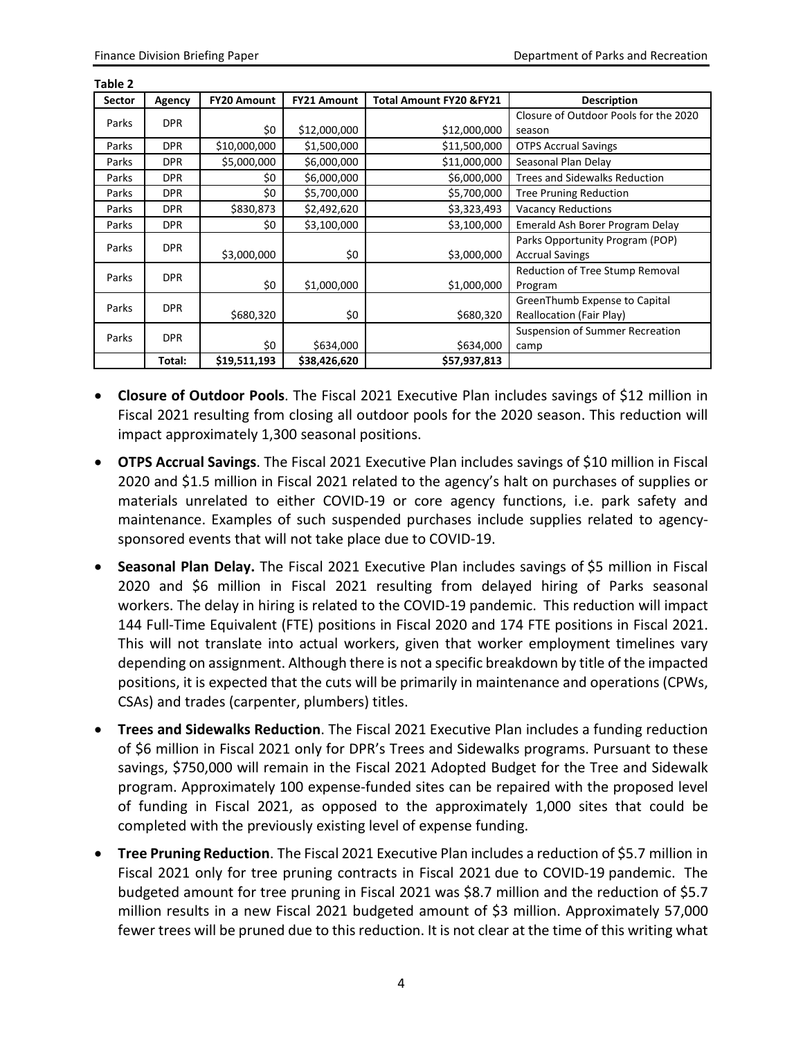**Table 2**

| Sector | Agency | FY20 Amount | FY21 Amount | Total Amount FY20 &FY21 | Description |
|---|---|---|---|---|---|
| Parks | DPR | $0 | $12,000,000 | $12,000,000 | Closure of Outdoor Pools for the 2020 season |
| Parks | DPR | $10,000,000 | $1,500,000 | $11,500,000 | OTPS Accrual Savings |
| Parks | DPR | $5,000,000 | $6,000,000 | $11,000,000 | Seasonal Plan Delay |
| Parks | DPR | $0 | $6,000,000 | $6,000,000 | Trees and Sidewalks Reduction |
| Parks | DPR | $0 | $5,700,000 | $5,700,000 | Tree Pruning Reduction |
| Parks | DPR | $830,873 | $2,492,620 | $3,323,493 | Vacancy Reductions |
| Parks | DPR | $0 | $3,100,000 | $3,100,000 | Emerald Ash Borer Program Delay |
| Parks | DPR | $3,000,000 | $0 | $3,000,000 | Parks Opportunity Program (POP) Accrual Savings |
| Parks | DPR | $0 | $1,000,000 | $1,000,000 | Reduction of Tree Stump Removal Program |
| Parks | DPR | $680,320 | $0 | $680,320 | GreenThumb Expense to Capital Reallocation (Fair Play) |
| Parks | DPR | $0 | $634,000 | $634,000 | Suspension of Summer Recreation camp |
| | Total: | $19,511,193 | $38,426,620 | $57,937,813 | |

- **Closure of Outdoor Pools**. The Fiscal 2021 Executive Plan includes savings of $12 million in Fiscal 2021 resulting from closing all outdoor pools for the 2020 season. This reduction will impact approximately 1,300 seasonal positions.
- **OTPS Accrual Savings**. The Fiscal 2021 Executive Plan includes savings of $10 million in Fiscal 2020 and $1.5 million in Fiscal 2021 related to the agency's halt on purchases of supplies or materials unrelated to either COVID-19 or core agency functions, i.e. park safety and maintenance. Examples of such suspended purchases include supplies related to agency-sponsored events that will not take place due to COVID-19.
- **Seasonal Plan Delay.** The Fiscal 2021 Executive Plan includes savings of $5 million in Fiscal 2020 and $6 million in Fiscal 2021 resulting from delayed hiring of Parks seasonal workers. The delay in hiring is related to the COVID-19 pandemic. This reduction will impact 144 Full-Time Equivalent (FTE) positions in Fiscal 2020 and 174 FTE positions in Fiscal 2021. This will not translate into actual workers, given that worker employment timelines vary depending on assignment. Although there is not a specific breakdown by title of the impacted positions, it is expected that the cuts will be primarily in maintenance and operations (CPWs, CSAs) and trades (carpenter, plumbers) titles.
- **Trees and Sidewalks Reduction**. The Fiscal 2021 Executive Plan includes a funding reduction of $6 million in Fiscal 2021 only for DPR's Trees and Sidewalks programs. Pursuant to these savings, $750,000 will remain in the Fiscal 2021 Adopted Budget for the Tree and Sidewalk program. Approximately 100 expense-funded sites can be repaired with the proposed level of funding in Fiscal 2021, as opposed to the approximately 1,000 sites that could be completed with the previously existing level of expense funding.
- **Tree Pruning Reduction**. The Fiscal 2021 Executive Plan includes a reduction of $5.7 million in Fiscal 2021 only for tree pruning contracts in Fiscal 2021 due to COVID-19 pandemic. The budgeted amount for tree pruning in Fiscal 2021 was $8.7 million and the reduction of $5.7 million results in a new Fiscal 2021 budgeted amount of $3 million. Approximately 57,000 fewer trees will be pruned due to this reduction. It is not clear at the time of this writing what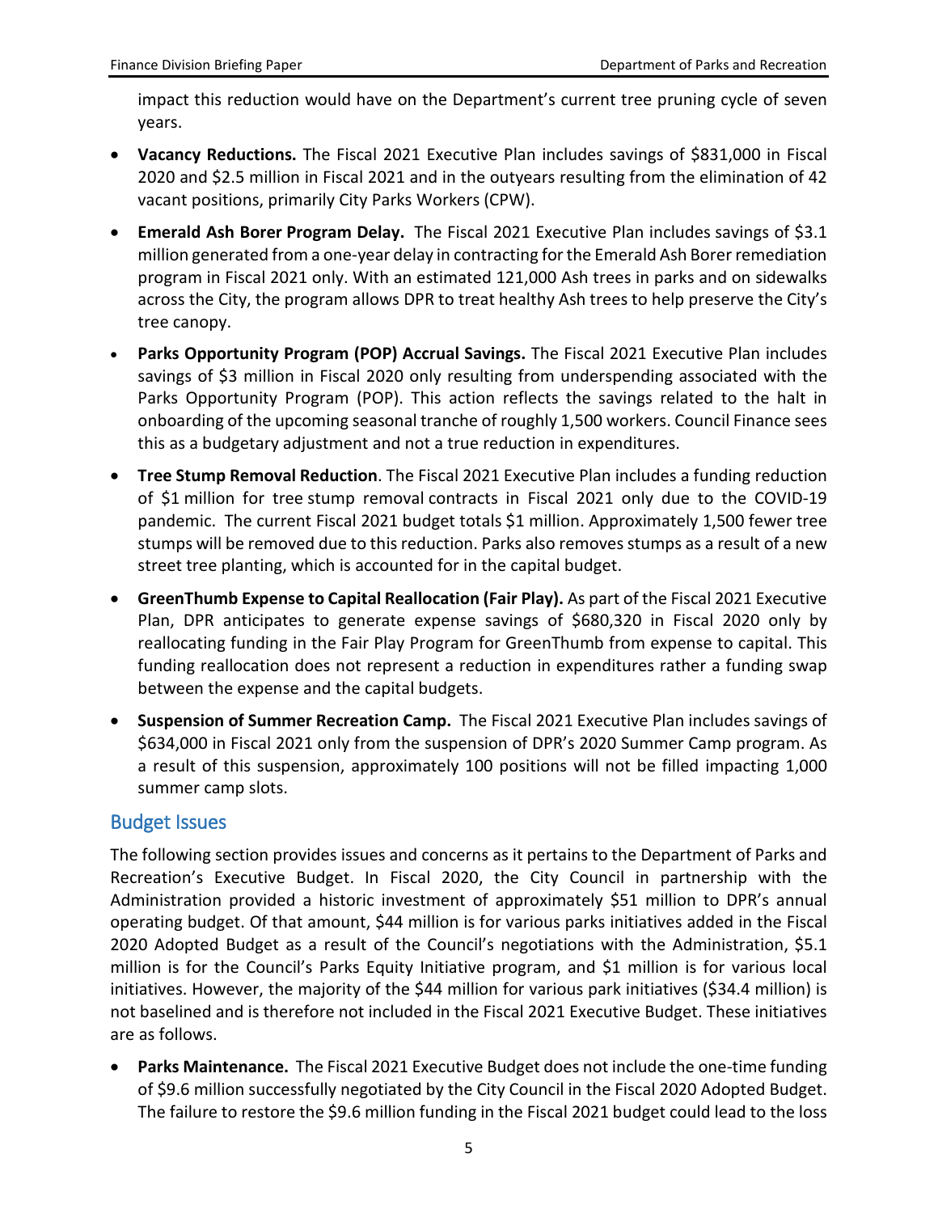impact this reduction would have on the Department's current tree pruning cycle of seven years.

- **Vacancy Reductions.** The Fiscal 2021 Executive Plan includes savings of $831,000 in Fiscal 2020 and $2.5 million in Fiscal 2021 and in the outyears resulting from the elimination of 42 vacant positions, primarily City Parks Workers (CPW).
- **Emerald Ash Borer Program Delay.** The Fiscal 2021 Executive Plan includes savings of $3.1 million generated from a one-year delay in contracting for the Emerald Ash Borer remediation program in Fiscal 2021 only. With an estimated 121,000 Ash trees in parks and on sidewalks across the City, the program allows DPR to treat healthy Ash trees to help preserve the City's tree canopy.
- **Parks Opportunity Program (POP) Accrual Savings.** The Fiscal 2021 Executive Plan includes savings of $3 million in Fiscal 2020 only resulting from underspending associated with the Parks Opportunity Program (POP). This action reflects the savings related to the halt in onboarding of the upcoming seasonal tranche of roughly 1,500 workers. Council Finance sees this as a budgetary adjustment and not a true reduction in expenditures.
- **Tree Stump Removal Reduction**. The Fiscal 2021 Executive Plan includes a funding reduction of $1 million for tree stump removal contracts in Fiscal 2021 only due to the COVID-19 pandemic. The current Fiscal 2021 budget totals $1 million. Approximately 1,500 fewer tree stumps will be removed due to this reduction. Parks also removes stumps as a result of a new street tree planting, which is accounted for in the capital budget.
- **GreenThumb Expense to Capital Reallocation (Fair Play).** As part of the Fiscal 2021 Executive Plan, DPR anticipates to generate expense savings of $680,320 in Fiscal 2020 only by reallocating funding in the Fair Play Program for GreenThumb from expense to capital. This funding reallocation does not represent a reduction in expenditures rather a funding swap between the expense and the capital budgets.
- **Suspension of Summer Recreation Camp.** The Fiscal 2021 Executive Plan includes savings of $634,000 in Fiscal 2021 only from the suspension of DPR's 2020 Summer Camp program. As a result of this suspension, approximately 100 positions will not be filled impacting 1,000 summer camp slots.

## Budget Issues

The following section provides issues and concerns as it pertains to the Department of Parks and Recreation's Executive Budget. In Fiscal 2020, the City Council in partnership with the Administration provided a historic investment of approximately $51 million to DPR's annual operating budget. Of that amount, $44 million is for various parks initiatives added in the Fiscal 2020 Adopted Budget as a result of the Council's negotiations with the Administration, $5.1 million is for the Council's Parks Equity Initiative program, and $1 million is for various local initiatives. However, the majority of the $44 million for various park initiatives ($34.4 million) is not baselined and is therefore not included in the Fiscal 2021 Executive Budget. These initiatives are as follows.

- **Parks Maintenance.** The Fiscal 2021 Executive Budget does not include the one-time funding of $9.6 million successfully negotiated by the City Council in the Fiscal 2020 Adopted Budget. The failure to restore the $9.6 million funding in the Fiscal 2021 budget could lead to the loss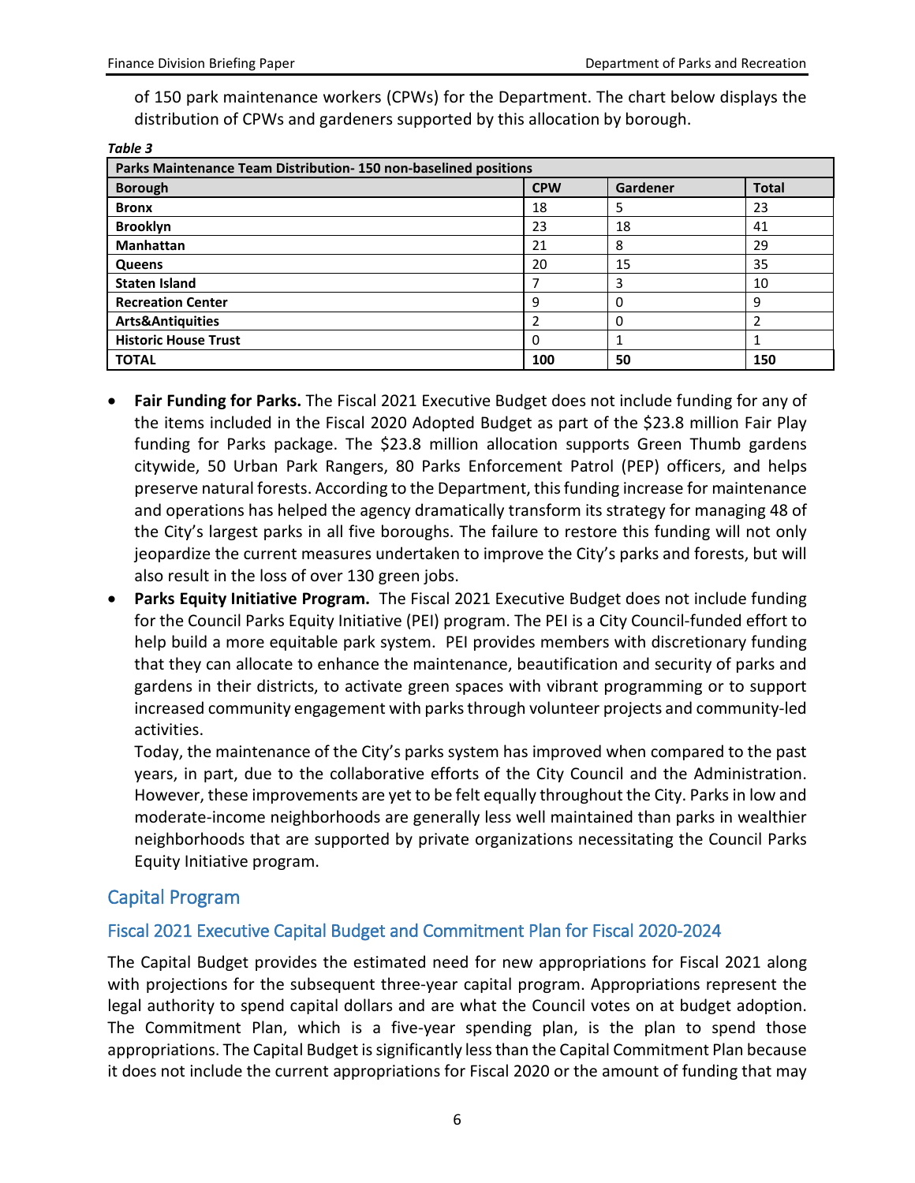of 150 park maintenance workers (CPWs) for the Department. The chart below displays the distribution of CPWs and gardeners supported by this allocation by borough.

***Table 3***

| Parks Maintenance Team Distribution- 150 non-baselined positions | | | |
|---|---|---|---|
| **Borough** | **CPW** | **Gardener** | **Total** |
| **Bronx** | 18 | 5 | 23 |
| **Brooklyn** | 23 | 18 | 41 |
| **Manhattan** | 21 | 8 | 29 |
| **Queens** | 20 | 15 | 35 |
| **Staten Island** | 7 | 3 | 10 |
| **Recreation Center** | 9 | 0 | 9 |
| **Arts&Antiquities** | 2 | 0 | 2 |
| **Historic House Trust** | 0 | 1 | 1 |
| **TOTAL** | **100** | **50** | **150** |

- **Fair Funding for Parks.** The Fiscal 2021 Executive Budget does not include funding for any of the items included in the Fiscal 2020 Adopted Budget as part of the $23.8 million Fair Play funding for Parks package. The $23.8 million allocation supports Green Thumb gardens citywide, 50 Urban Park Rangers, 80 Parks Enforcement Patrol (PEP) officers, and helps preserve natural forests. According to the Department, this funding increase for maintenance and operations has helped the agency dramatically transform its strategy for managing 48 of the City's largest parks in all five boroughs. The failure to restore this funding will not only jeopardize the current measures undertaken to improve the City's parks and forests, but will also result in the loss of over 130 green jobs.
- **Parks Equity Initiative Program.** The Fiscal 2021 Executive Budget does not include funding for the Council Parks Equity Initiative (PEI) program. The PEI is a City Council-funded effort to help build a more equitable park system. PEI provides members with discretionary funding that they can allocate to enhance the maintenance, beautification and security of parks and gardens in their districts, to activate green spaces with vibrant programming or to support increased community engagement with parks through volunteer projects and community-led activities.

  Today, the maintenance of the City's parks system has improved when compared to the past years, in part, due to the collaborative efforts of the City Council and the Administration. However, these improvements are yet to be felt equally throughout the City. Parks in low and moderate-income neighborhoods are generally less well maintained than parks in wealthier neighborhoods that are supported by private organizations necessitating the Council Parks Equity Initiative program.

## Capital Program

### Fiscal 2021 Executive Capital Budget and Commitment Plan for Fiscal 2020-2024

The Capital Budget provides the estimated need for new appropriations for Fiscal 2021 along with projections for the subsequent three-year capital program. Appropriations represent the legal authority to spend capital dollars and are what the Council votes on at budget adoption. The Commitment Plan, which is a five-year spending plan, is the plan to spend those appropriations. The Capital Budget is significantly less than the Capital Commitment Plan because it does not include the current appropriations for Fiscal 2020 or the amount of funding that may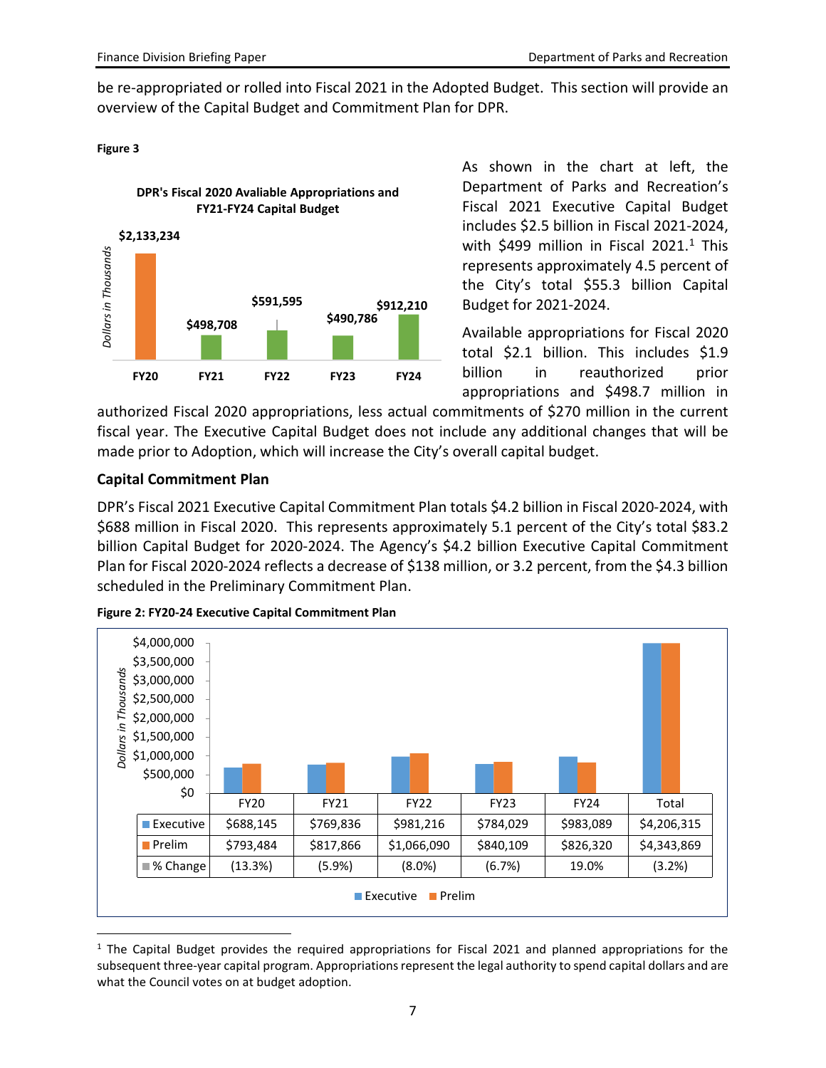be re-appropriated or rolled into Fiscal 2021 in the Adopted Budget. This section will provide an overview of the Capital Budget and Commitment Plan for DPR.

**Figure 3**

**DPR's Fiscal 2020 Avaliable Appropriations and FY21-FY24 Capital Budget**

*Dollars in Thousands*

| FY20 | FY21 | FY22 | FY23 | FY24 |
|---|---|---|---|---|
| $2,133,234 | $498,708 | $591,595 | $490,786 | $912,210 |

As shown in the chart at left, the Department of Parks and Recreation's Fiscal 2021 Executive Capital Budget includes $2.5 billion in Fiscal 2021-2024, with $499 million in Fiscal 2021.[1] This represents approximately 4.5 percent of the City's total $55.3 billion Capital Budget for 2021-2024.

Available appropriations for Fiscal 2020 total $2.1 billion. This includes $1.9 billion in reauthorized prior appropriations and $498.7 million in authorized Fiscal 2020 appropriations, less actual commitments of $270 million in the current fiscal year. The Executive Capital Budget does not include any additional changes that will be made prior to Adoption, which will increase the City's overall capital budget.

### Capital Commitment Plan

DPR's Fiscal 2021 Executive Capital Commitment Plan totals $4.2 billion in Fiscal 2020-2024, with $688 million in Fiscal 2020. This represents approximately 5.1 percent of the City's total $83.2 billion Capital Budget for 2020-2024. The Agency's $4.2 billion Executive Capital Commitment Plan for Fiscal 2020-2024 reflects a decrease of $138 million, or 3.2 percent, from the $4.3 billion scheduled in the Preliminary Commitment Plan.

**Figure 2: FY20-24 Executive Capital Commitment Plan**

*Dollars in Thousands*

| | FY20 | FY21 | FY22 | FY23 | FY24 | Total |
|---|---|---|---|---|---|---|
| Executive | $688,145 | $769,836 | $981,216 | $784,029 | $983,089 | $4,206,315 |
| Prelim | $793,484 | $817,866 | $1,066,090 | $840,109 | $826,320 | $4,343,869 |
| % Change | (13.3%) | (5.9%) | (8.0%) | (6.7%) | 19.0% | (3.2%) |

[1] The Capital Budget provides the required appropriations for Fiscal 2021 and planned appropriations for the subsequent three-year capital program. Appropriations represent the legal authority to spend capital dollars and are what the Council votes on at budget adoption.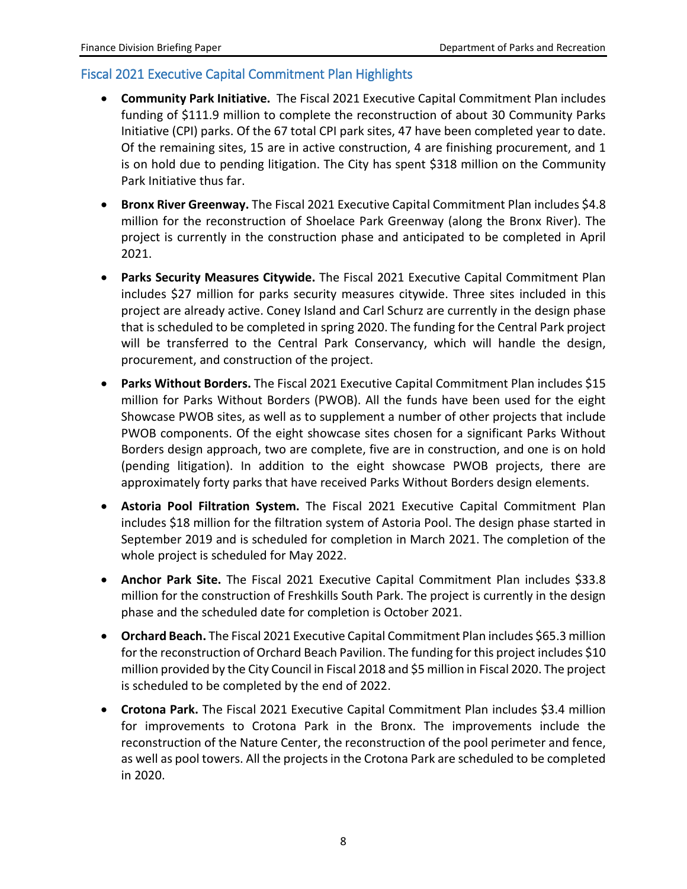## Fiscal 2021 Executive Capital Commitment Plan Highlights

- **Community Park Initiative.** The Fiscal 2021 Executive Capital Commitment Plan includes funding of $111.9 million to complete the reconstruction of about 30 Community Parks Initiative (CPI) parks. Of the 67 total CPI park sites, 47 have been completed year to date. Of the remaining sites, 15 are in active construction, 4 are finishing procurement, and 1 is on hold due to pending litigation. The City has spent $318 million on the Community Park Initiative thus far.

- **Bronx River Greenway.** The Fiscal 2021 Executive Capital Commitment Plan includes $4.8 million for the reconstruction of Shoelace Park Greenway (along the Bronx River). The project is currently in the construction phase and anticipated to be completed in April 2021.

- **Parks Security Measures Citywide.** The Fiscal 2021 Executive Capital Commitment Plan includes $27 million for parks security measures citywide. Three sites included in this project are already active. Coney Island and Carl Schurz are currently in the design phase that is scheduled to be completed in spring 2020. The funding for the Central Park project will be transferred to the Central Park Conservancy, which will handle the design, procurement, and construction of the project.

- **Parks Without Borders.** The Fiscal 2021 Executive Capital Commitment Plan includes $15 million for Parks Without Borders (PWOB). All the funds have been used for the eight Showcase PWOB sites, as well as to supplement a number of other projects that include PWOB components. Of the eight showcase sites chosen for a significant Parks Without Borders design approach, two are complete, five are in construction, and one is on hold (pending litigation). In addition to the eight showcase PWOB projects, there are approximately forty parks that have received Parks Without Borders design elements.

- **Astoria Pool Filtration System.** The Fiscal 2021 Executive Capital Commitment Plan includes $18 million for the filtration system of Astoria Pool. The design phase started in September 2019 and is scheduled for completion in March 2021. The completion of the whole project is scheduled for May 2022.

- **Anchor Park Site.** The Fiscal 2021 Executive Capital Commitment Plan includes $33.8 million for the construction of Freshkills South Park. The project is currently in the design phase and the scheduled date for completion is October 2021.

- **Orchard Beach.** The Fiscal 2021 Executive Capital Commitment Plan includes $65.3 million for the reconstruction of Orchard Beach Pavilion. The funding for this project includes $10 million provided by the City Council in Fiscal 2018 and $5 million in Fiscal 2020. The project is scheduled to be completed by the end of 2022.

- **Crotona Park.** The Fiscal 2021 Executive Capital Commitment Plan includes $3.4 million for improvements to Crotona Park in the Bronx. The improvements include the reconstruction of the Nature Center, the reconstruction of the pool perimeter and fence, as well as pool towers. All the projects in the Crotona Park are scheduled to be completed in 2020.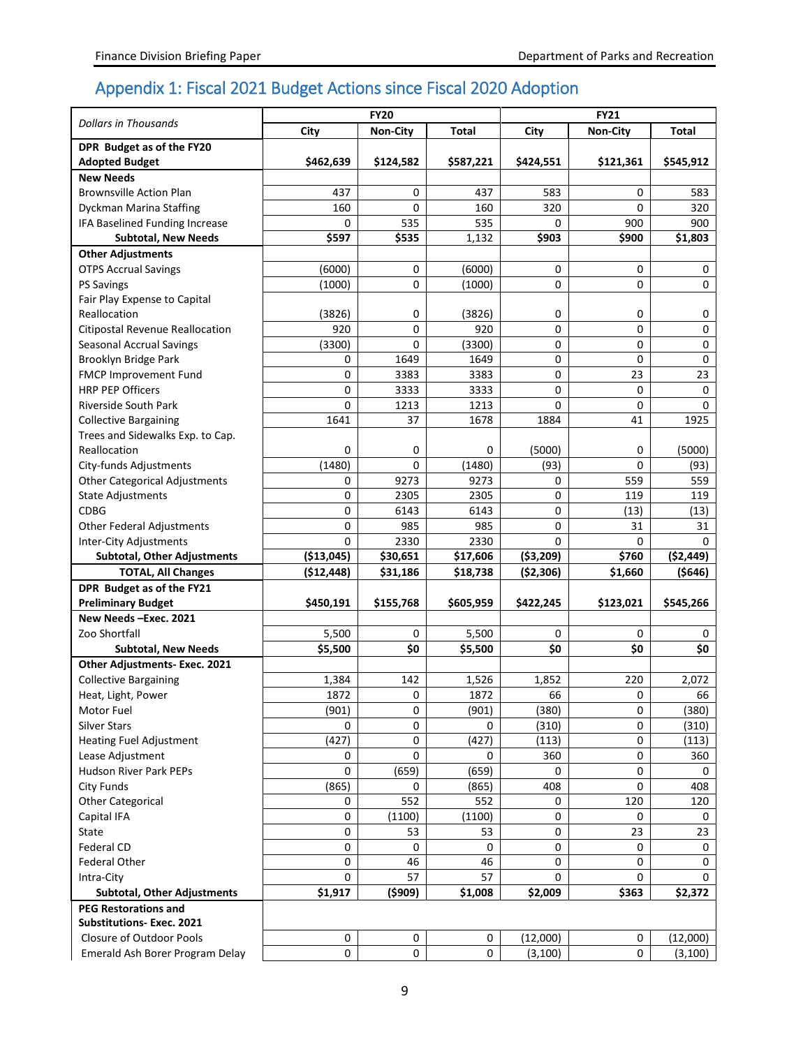## Appendix 1: Fiscal 2021 Budget Actions since Fiscal 2020 Adoption

| *Dollars in Thousands* | FY20 | | | FY21 | | |
|---|---|---|---|---|---|---|
| | City | Non-City | Total | City | Non-City | Total |
| **DPR Budget as of the FY20 Adopted Budget** | **$462,639** | **$124,582** | **$587,221** | **$424,551** | **$121,361** | **$545,912** |
| **New Needs** | | | | | | |
| Brownsville Action Plan | 437 | 0 | 437 | 583 | 0 | 583 |
| Dyckman Marina Staffing | 160 | 0 | 160 | 320 | 0 | 320 |
| IFA Baselined Funding Increase | 0 | 535 | 535 | 0 | 900 | 900 |
| **Subtotal, New Needs** | **$597** | **$535** | 1,132 | **$903** | **$900** | **$1,803** |
| **Other Adjustments** | | | | | | |
| OTPS Accrual Savings | (6000) | 0 | (6000) | 0 | 0 | 0 |
| PS Savings | (1000) | 0 | (1000) | 0 | 0 | 0 |
| Fair Play Expense to Capital Reallocation | (3826) | 0 | (3826) | 0 | 0 | 0 |
| Citipostal Revenue Reallocation | 920 | 0 | 920 | 0 | 0 | 0 |
| Seasonal Accrual Savings | (3300) | 0 | (3300) | 0 | 0 | 0 |
| Brooklyn Bridge Park | 0 | 1649 | 1649 | 0 | 0 | 0 |
| FMCP Improvement Fund | 0 | 3383 | 3383 | 0 | 23 | 23 |
| HRP PEP Officers | 0 | 3333 | 3333 | 0 | 0 | 0 |
| Riverside South Park | 0 | 1213 | 1213 | 0 | 0 | 0 |
| Collective Bargaining | 1641 | 37 | 1678 | 1884 | 41 | 1925 |
| Trees and Sidewalks Exp. to Cap. Reallocation | 0 | 0 | 0 | (5000) | 0 | (5000) |
| City-funds Adjustments | (1480) | 0 | (1480) | (93) | 0 | (93) |
| Other Categorical Adjustments | 0 | 9273 | 9273 | 0 | 559 | 559 |
| State Adjustments | 0 | 2305 | 2305 | 0 | 119 | 119 |
| CDBG | 0 | 6143 | 6143 | 0 | (13) | (13) |
| Other Federal Adjustments | 0 | 985 | 985 | 0 | 31 | 31 |
| Inter-City Adjustments | 0 | 2330 | 2330 | 0 | 0 | 0 |
| **Subtotal, Other Adjustments** | **($13,045)** | **$30,651** | **$17,606** | **($3,209)** | **$760** | **($2,449)** |
| **TOTAL, All Changes** | **($12,448)** | **$31,186** | **$18,738** | **($2,306)** | **$1,660** | **($646)** |
| **DPR Budget as of the FY21 Preliminary Budget** | **$450,191** | **$155,768** | **$605,959** | **$422,245** | **$123,021** | **$545,266** |
| **New Needs –Exec. 2021** | | | | | | |
| Zoo Shortfall | 5,500 | 0 | 5,500 | 0 | 0 | 0 |
| **Subtotal, New Needs** | **$5,500** | **$0** | **$5,500** | **$0** | **$0** | **$0** |
| **Other Adjustments- Exec. 2021** | | | | | | |
| Collective Bargaining | 1,384 | 142 | 1,526 | 1,852 | 220 | 2,072 |
| Heat, Light, Power | 1872 | 0 | 1872 | 66 | 0 | 66 |
| Motor Fuel | (901) | 0 | (901) | (380) | 0 | (380) |
| Silver Stars | 0 | 0 | 0 | (310) | 0 | (310) |
| Heating Fuel Adjustment | (427) | 0 | (427) | (113) | 0 | (113) |
| Lease Adjustment | 0 | 0 | 0 | 360 | 0 | 360 |
| Hudson River Park PEPs | 0 | (659) | (659) | 0 | 0 | 0 |
| City Funds | (865) | 0 | (865) | 408 | 0 | 408 |
| Other Categorical | 0 | 552 | 552 | 0 | 120 | 120 |
| Capital IFA | 0 | (1100) | (1100) | 0 | 0 | 0 |
| State | 0 | 53 | 53 | 0 | 23 | 23 |
| Federal CD | 0 | 0 | 0 | 0 | 0 | 0 |
| Federal Other | 0 | 46 | 46 | 0 | 0 | 0 |
| Intra-City | 0 | 57 | 57 | 0 | 0 | 0 |
| **Subtotal, Other Adjustments** | **$1,917** | **($909)** | **$1,008** | **$2,009** | **$363** | **$2,372** |
| **PEG Restorations and Substitutions- Exec. 2021** | | | | | | |
| Closure of Outdoor Pools | 0 | 0 | 0 | (12,000) | 0 | (12,000) |
| Emerald Ash Borer Program Delay | 0 | 0 | 0 | (3,100) | 0 | (3,100) |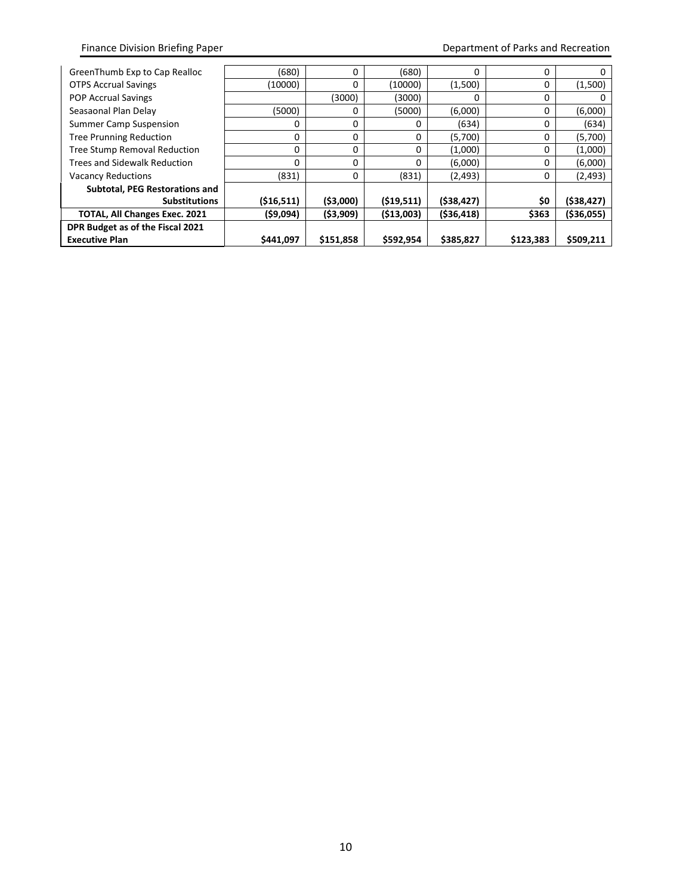| | | | | | | |
|---|---|---|---|---|---|---|
| GreenThumb Exp to Cap Realloc | (680) | 0 | (680) | 0 | 0 | 0 |
| OTPS Accrual Savings | (10000) | 0 | (10000) | (1,500) | 0 | (1,500) |
| POP Accrual Savings | | (3000) | (3000) | 0 | 0 | 0 |
| Seasaonal Plan Delay | (5000) | 0 | (5000) | (6,000) | 0 | (6,000) |
| Summer Camp Suspension | 0 | 0 | 0 | (634) | 0 | (634) |
| Tree Prunning Reduction | 0 | 0 | 0 | (5,700) | 0 | (5,700) |
| Tree Stump Removal Reduction | 0 | 0 | 0 | (1,000) | 0 | (1,000) |
| Trees and Sidewalk Reduction | 0 | 0 | 0 | (6,000) | 0 | (6,000) |
| Vacancy Reductions | (831) | 0 | (831) | (2,493) | 0 | (2,493) |
| **Subtotal, PEG Restorations and Substitutions** | **($16,511)** | **($3,000)** | **($19,511)** | **($38,427)** | **$0** | **($38,427)** |
| **TOTAL, All Changes Exec. 2021** | **($9,094)** | **($3,909)** | **($13,003)** | **($36,418)** | **$363** | **($36,055)** |
| **DPR Budget as of the Fiscal 2021 Executive Plan** | **$441,097** | **$151,858** | **$592,954** | **$385,827** | **$123,383** | **$509,211** |